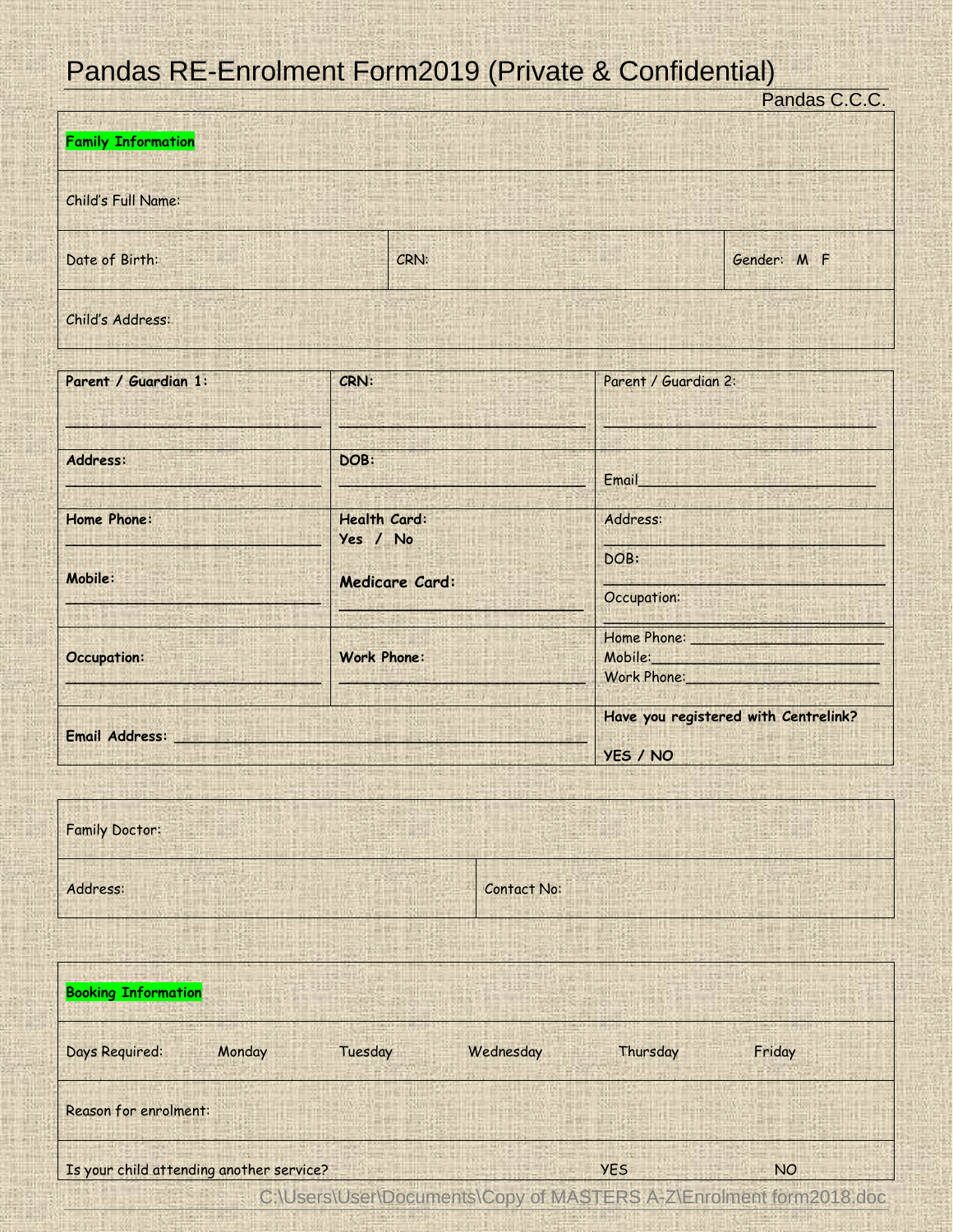# Pandas RE-Enrolment Form2019 (Private & Confidential)

Pandas C.C.C.

| **Family Information** | | |
|---|---|---|
| Child's Full Name: | | |
| Date of Birth: | CRN: | Gender: M F |
| Child's Address: | | |

| **Parent / Guardian 1:** | **CRN:** | Parent / Guardian 2: |
|---|---|---|
| **Address:** | **DOB:** | Email |
| **Home Phone:**<br><br>**Mobile:** | **Health Card:** **Yes / No**<br><br>**Medicare Card:** | Address:<br><br>DOB:<br><br>Occupation: |
| **Occupation:** | **Work Phone:** | Home Phone:<br>Mobile:<br>Work Phone: |
| **Email Address:** | | **Have you registered with Centrelink?**<br><br>**YES / NO** |

| Family Doctor: | |
|---|---|
| Address: | Contact No: |

| **Booking Information** | | | | | |
|---|---|---|---|---|---|
| Days Required: | Monday | Tuesday | Wednesday | Thursday | Friday |
| Reason for enrolment: | | | | | |
| Is your child attending another service? | | | | YES | NO |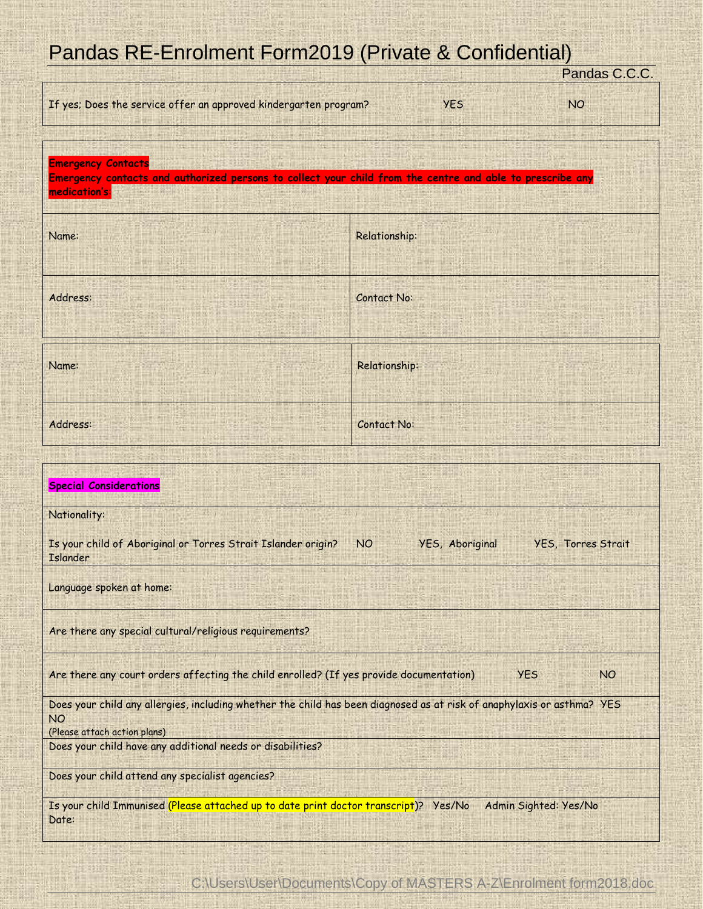# Pandas RE-Enrolment Form2019 (Private & Confidential)

Pandas C.C.C.

| If yes; Does the service offer an approved kindergarten program? | YES | NO |
|---|---|---|

**Emergency Contacts**

**Emergency contacts and authorized persons to collect your child from the centre and able to prescribe any medication's.**

| Name: | Relationship: |
|---|---|
| Address: | Contact No: |

| Name: | Relationship: |
|---|---|
| Address: | Contact No: |

**Special Considerations**

Nationality:

Is your child of Aboriginal or Torres Strait Islander origin? NO YES, Aboriginal YES, Torres Strait Islander

Language spoken at home:

Are there any special cultural/religious requirements?

Are there any court orders affecting the child enrolled? (If yes provide documentation) YES NO

Does your child any allergies, including whether the child has been diagnosed as at risk of anaphylaxis or asthma? YES NO
(Please attach action plans)

Does your child have any additional needs or disabilities?

Does your child attend any specialist agencies?

Is your child Immunised (Please attached up to date print doctor transcript)? Yes/No Admin Sighted: Yes/No
Date: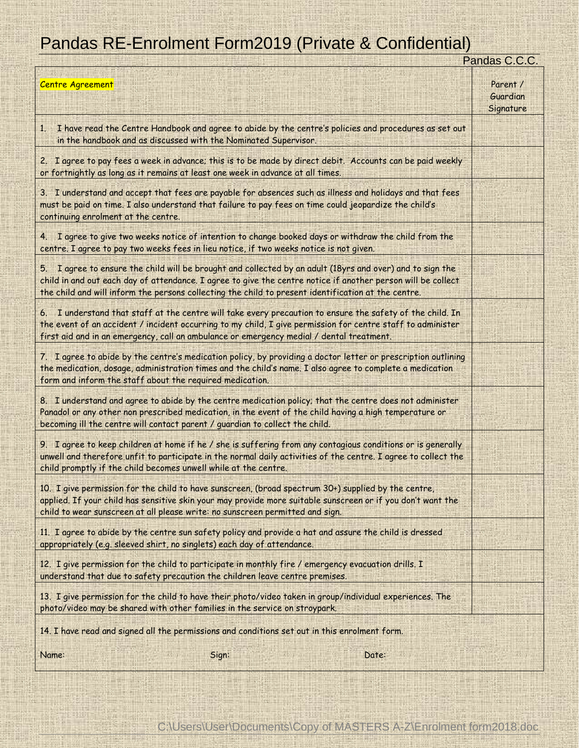# Pandas RE-Enrolment Form2019 (Private & Confidential)

Pandas C.C.C.

| Centre Agreement | Parent / Guardian Signature |
|---|---|
| 1. I have read the Centre Handbook and agree to abide by the centre's policies and procedures as set out in the handbook and as discussed with the Nominated Supervisor. | |
| 2. I agree to pay fees a week in advance; this is to be made by direct debit. Accounts can be paid weekly or fortnightly as long as it remains at least one week in advance at all times. | |
| 3. I understand and accept that fees are payable for absences such as illness and holidays and that fees must be paid on time. I also understand that failure to pay fees on time could jeopardize the child's continuing enrolment at the centre. | |
| 4. I agree to give two weeks notice of intention to change booked days or withdraw the child from the centre. I agree to pay two weeks fees in lieu notice, if two weeks notice is not given. | |
| 5. I agree to ensure the child will be brought and collected by an adult (18yrs and over) and to sign the child in and out each day of attendance. I agree to give the centre notice if another person will be collect the child and will inform the persons collecting the child to present identification at the centre. | |
| 6. I understand that staff at the centre will take every precaution to ensure the safety of the child. In the event of an accident / incident occurring to my child, I give permission for centre staff to administer first aid and in an emergency, call an ambulance or emergency medial / dental treatment. | |
| 7. I agree to abide by the centre's medication policy, by providing a doctor letter or prescription outlining the medication, dosage, administration times and the child's name. I also agree to complete a medication form and inform the staff about the required medication. | |
| 8. I understand and agree to abide by the centre medication policy; that the centre does not administer Panadol or any other non prescribed medication, in the event of the child having a high temperature or becoming ill the centre will contact parent / guardian to collect the child. | |
| 9. I agree to keep children at home if he / she is suffering from any contagious conditions or is generally unwell and therefore unfit to participate in the normal daily activities of the centre. I agree to collect the child promptly if the child becomes unwell while at the centre. | |
| 10. I give permission for the child to have sunscreen, (broad spectrum 30+) supplied by the centre, applied. If your child has sensitive skin your may provide more suitable sunscreen or if you don't want the child to wear sunscreen at all please write: no sunscreen permitted and sign. | |
| 11. I agree to abide by the centre sun safety policy and provide a hat and assure the child is dressed appropriately (e.g. sleeved shirt, no singlets) each day of attendance. | |
| 12. I give permission for the child to participate in monthly fire / emergency evacuation drills. I understand that due to safety precaution the children leave centre premises. | |
| 13. I give permission for the child to have their photo/video taken in group/individual experiences. The photo/video may be shared with other families in the service on stroypark. | |

14. I have read and signed all the permissions and conditions set out in this enrolment form.

Name: Sign: Date:

C:\Users\User\Documents\Copy of MASTERS A-Z\Enrolment form2018.doc